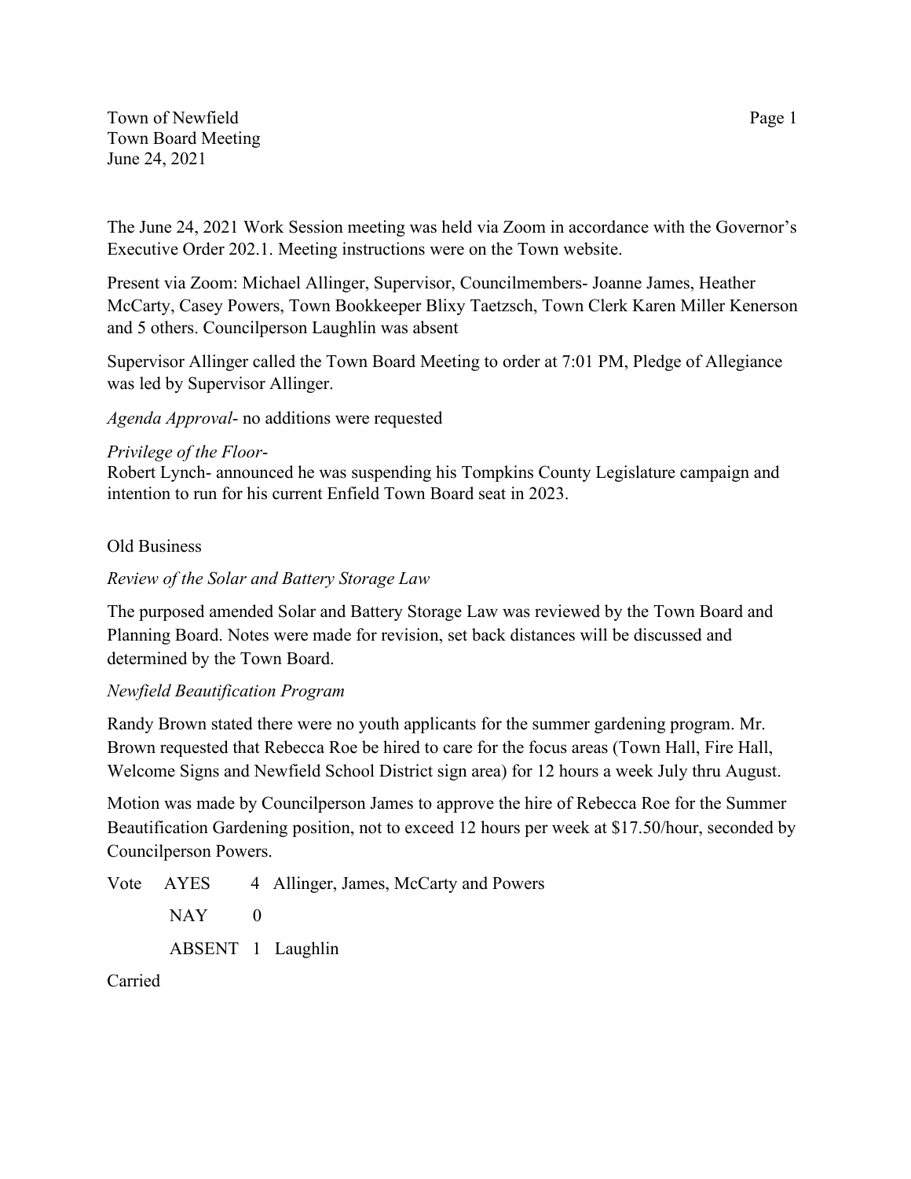Town of Newfield
Town Board Meeting
June 24, 2021

The June 24, 2021 Work Session meeting was held via Zoom in accordance with the Governor's Executive Order 202.1. Meeting instructions were on the Town website.

Present via Zoom: Michael Allinger, Supervisor, Councilmembers- Joanne James, Heather McCarty, Casey Powers, Town Bookkeeper Blixy Taetzsch, Town Clerk Karen Miller Kenerson and 5 others. Councilperson Laughlin was absent

Supervisor Allinger called the Town Board Meeting to order at 7:01 PM, Pledge of Allegiance was led by Supervisor Allinger.

*Agenda Approval*- no additions were requested

*Privilege of the Floor*-
Robert Lynch- announced he was suspending his Tompkins County Legislature campaign and intention to run for his current Enfield Town Board seat in 2023.

Old Business

*Review of the Solar and Battery Storage Law*

The purposed amended Solar and Battery Storage Law was reviewed by the Town Board and Planning Board. Notes were made for revision, set back distances will be discussed and determined by the Town Board.

*Newfield Beautification Program*

Randy Brown stated there were no youth applicants for the summer gardening program. Mr. Brown requested that Rebecca Roe be hired to care for the focus areas (Town Hall, Fire Hall, Welcome Signs and Newfield School District sign area) for 12 hours a week July thru August.

Motion was made by Councilperson James to approve the hire of Rebecca Roe for the Summer Beautification Gardening position, not to exceed 12 hours per week at $17.50/hour, seconded by Councilperson Powers.

| Vote | | | |
|---|---|---|---|
| | AYES | 4 | Allinger, James, McCarty and Powers |
| | NAY | 0 | |
| | ABSENT | 1 | Laughlin |

Carried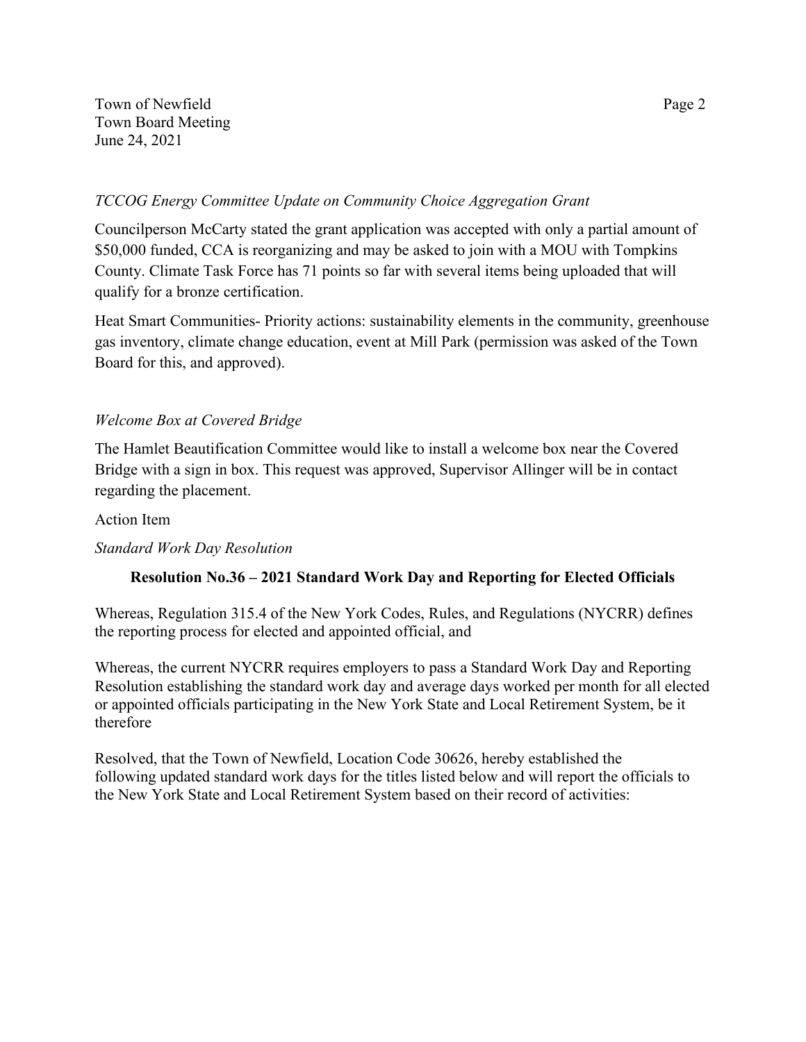*TCCOG Energy Committee Update on Community Choice Aggregation Grant*

Councilperson McCarty stated the grant application was accepted with only a partial amount of $50,000 funded, CCA is reorganizing and may be asked to join with a MOU with Tompkins County. Climate Task Force has 71 points so far with several items being uploaded that will qualify for a bronze certification.

Heat Smart Communities- Priority actions: sustainability elements in the community, greenhouse gas inventory, climate change education, event at Mill Park (permission was asked of the Town Board for this, and approved).

*Welcome Box at Covered Bridge*

The Hamlet Beautification Committee would like to install a welcome box near the Covered Bridge with a sign in box. This request was approved, Supervisor Allinger will be in contact regarding the placement.

Action Item

*Standard Work Day Resolution*

**Resolution No.36 – 2021 Standard Work Day and Reporting for Elected Officials**

Whereas, Regulation 315.4 of the New York Codes, Rules, and Regulations (NYCRR) defines the reporting process for elected and appointed official, and

Whereas, the current NYCRR requires employers to pass a Standard Work Day and Reporting Resolution establishing the standard work day and average days worked per month for all elected or appointed officials participating in the New York State and Local Retirement System, be it therefore

Resolved, that the Town of Newfield, Location Code 30626, hereby established the following updated standard work days for the titles listed below and will report the officials to the New York State and Local Retirement System based on their record of activities: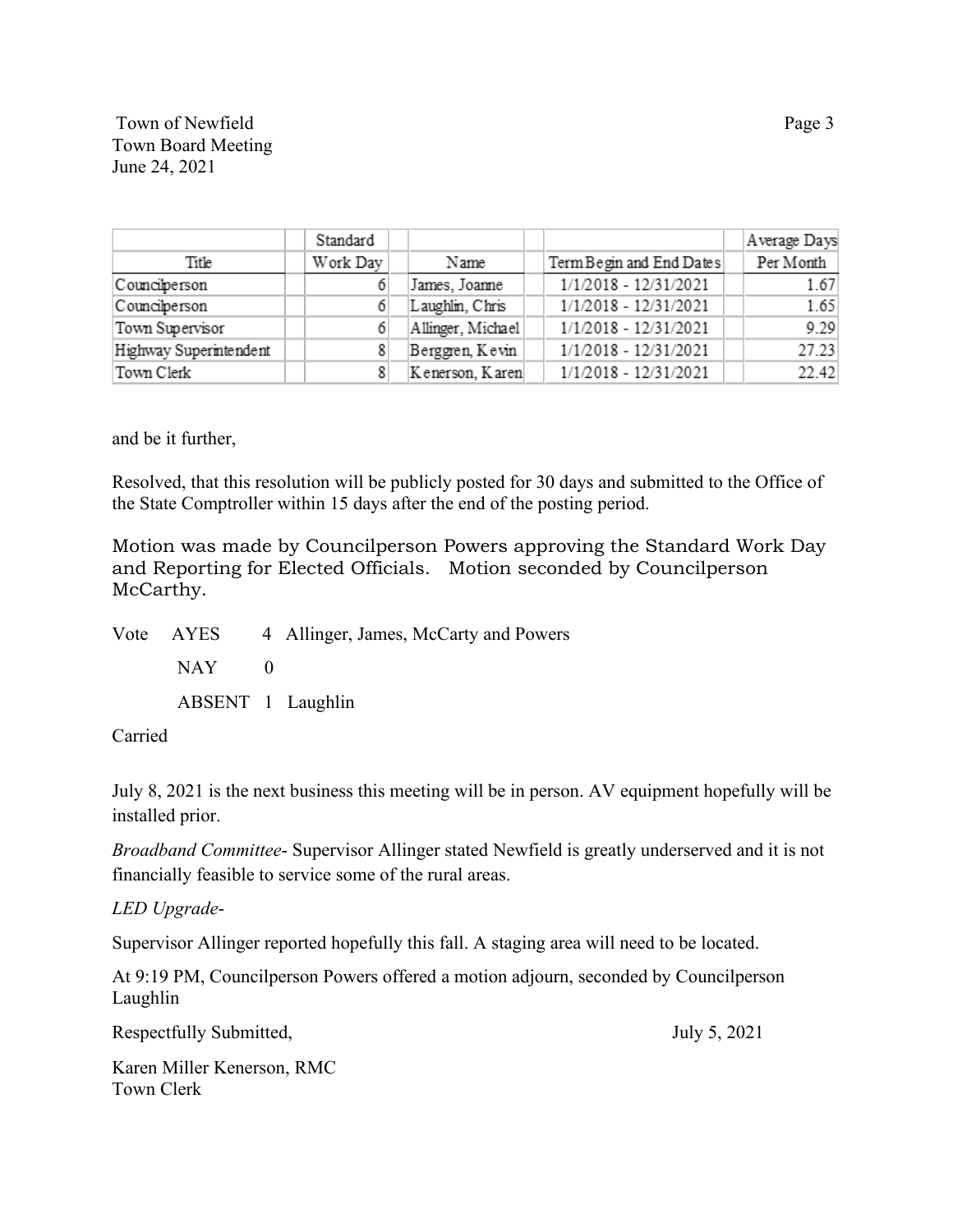Town of Newfield
Town Board Meeting
June 24, 2021

| Title | Standard Work Day | Name | Term Begin and End Dates | Average Days Per Month |
|---|---|---|---|---|
| Councilperson | 6 | James, Joanne | 1/1/2018 - 12/31/2021 | 1.67 |
| Councilperson | 6 | Laughlin, Chris | 1/1/2018 - 12/31/2021 | 1.65 |
| Town Supervisor | 6 | Allinger, Michael | 1/1/2018 - 12/31/2021 | 9.29 |
| Highway Superintendent | 8 | Berggren, Kevin | 1/1/2018 - 12/31/2021 | 27.23 |
| Town Clerk | 8 | Kenerson, Karen | 1/1/2018 - 12/31/2021 | 22.42 |

and be it further,

Resolved, that this resolution will be publicly posted for 30 days and submitted to the Office of the State Comptroller within 15 days after the end of the posting period.

Motion was made by Councilperson Powers approving the Standard Work Day and Reporting for Elected Officials. Motion seconded by Councilperson McCarthy.

Vote AYES 4 Allinger, James, McCarty and Powers

NAY 0

ABSENT 1 Laughlin

Carried

July 8, 2021 is the next business this meeting will be in person. AV equipment hopefully will be installed prior.

*Broadband Committee*- Supervisor Allinger stated Newfield is greatly underserved and it is not financially feasible to service some of the rural areas.

*LED Upgrade*-

Supervisor Allinger reported hopefully this fall. A staging area will need to be located.

At 9:19 PM, Councilperson Powers offered a motion adjourn, seconded by Councilperson Laughlin

Respectfully Submitted, July 5, 2021

Karen Miller Kenerson, RMC
Town Clerk